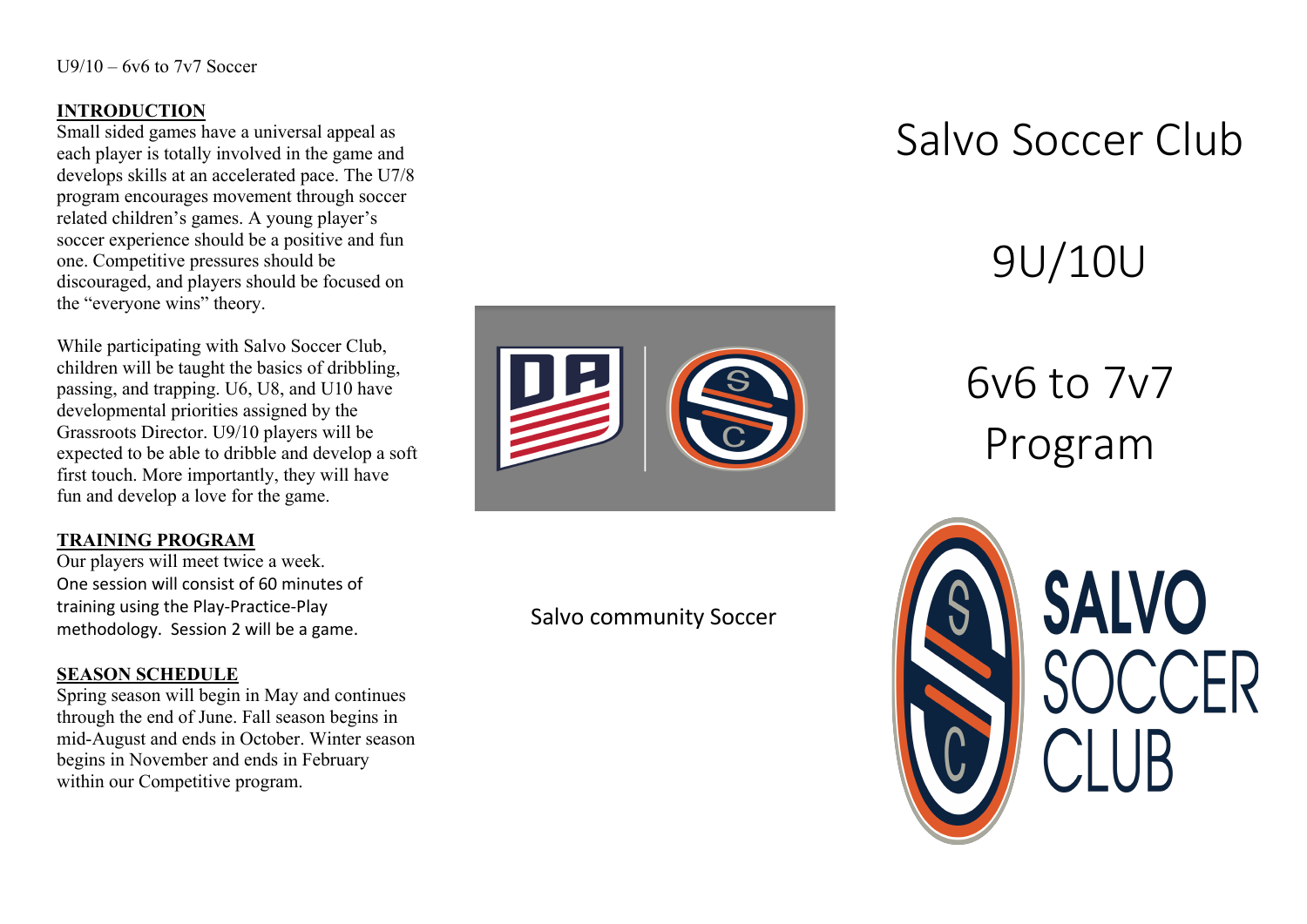U9/10 – 6v6 to 7v7 Soccer

## INTRODUCTION

Small sided games have a universal appeal as each player is totally involved in the game and develops skills at an accelerated pace. The U7/8 program encourages movement through soccer related children's games. A young player's soccer experience should be a positive and fun one. Competitive pressures should be discouraged, and players should be focused on the "everyone wins" theory.

While participating with Salvo Soccer Club, children will be taught the basics of dribbling, passing, and trapping. U6, U8, and U10 have developmental priorities assigned by the Grassroots Director. U9/10 players will be expected to be able to dribble and develop a soft first touch. More importantly, they will have fun and develop a love for the game.

## TRAINING PROGRAM

Our players will meet twice a week.
One session will consist of 60 minutes of training using the Play-Practice-Play methodology. Session 2 will be a game.

## SEASON SCHEDULE

Spring season will begin in May and continues through the end of June. Fall season begins in mid-August and ends in October. Winter season begins in November and ends in February within our Competitive program.

Salvo community Soccer

# Salvo Soccer Club

# 9U/10U

# 6v6 to 7v7 Program

SALVO SOCCER CLUB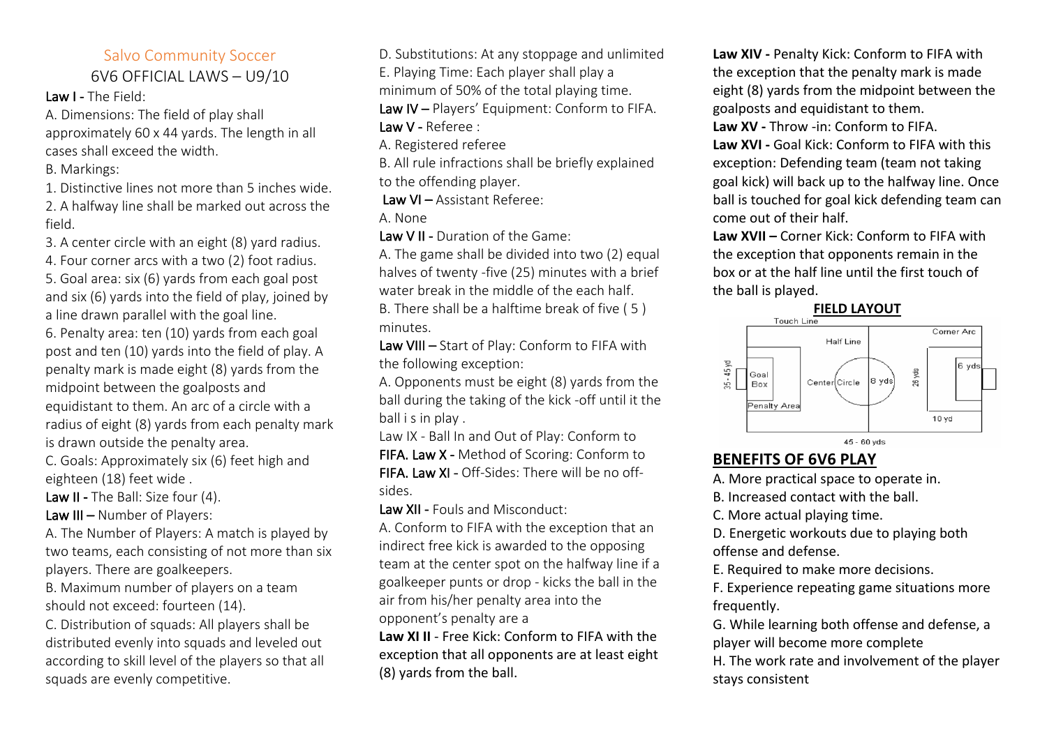# Salvo Community Soccer

## 6V6 OFFICIAL LAWS – U9/10

**Law I -** The Field:

A. Dimensions: The field of play shall approximately 60 x 44 yards. The length in all cases shall exceed the width.

B. Markings:

1. Distinctive lines not more than 5 inches wide.
2. A halfway line shall be marked out across the field.
3. A center circle with an eight (8) yard radius.
4. Four corner arcs with a two (2) foot radius.
5. Goal area: six (6) yards from each goal post and six (6) yards into the field of play, joined by a line drawn parallel with the goal line.
6. Penalty area: ten (10) yards from each goal post and ten (10) yards into the field of play. A penalty mark is made eight (8) yards from the midpoint between the goalposts and equidistant to them. An arc of a circle with a radius of eight (8) yards from each penalty mark is drawn outside the penalty area.

C. Goals: Approximately six (6) feet high and eighteen (18) feet wide .

**Law II -** The Ball: Size four (4).

**Law III –** Number of Players:

A. The Number of Players: A match is played by two teams, each consisting of not more than six players. There are goalkeepers.

B. Maximum number of players on a team should not exceed: fourteen (14).

C. Distribution of squads: All players shall be distributed evenly into squads and leveled out according to skill level of the players so that all squads are evenly competitive.

D. Substitutions: At any stoppage and unlimited

E. Playing Time: Each player shall play a minimum of 50% of the total playing time.

**Law IV –** Players' Equipment: Conform to FIFA.

**Law V -** Referee :

A. Registered referee

B. All rule infractions shall be briefly explained to the offending player.

**Law VI –** Assistant Referee:

A. None

**Law V II -** Duration of the Game:

A. The game shall be divided into two (2) equal halves of twenty -five (25) minutes with a brief water break in the middle of the each half.

B. There shall be a halftime break of five ( 5 ) minutes.

**Law VIII –** Start of Play: Conform to FIFA with the following exception:

A. Opponents must be eight (8) yards from the ball during the taking of the kick -off until it the ball i s in play .

Law IX - Ball In and Out of Play: Conform to FIFA. **Law X -** Method of Scoring: Conform to FIFA. **Law XI -** Off-Sides: There will be no off-sides.

**Law XII -** Fouls and Misconduct:

A. Conform to FIFA with the exception that an indirect free kick is awarded to the opposing team at the center spot on the halfway line if a goalkeeper punts or drop - kicks the ball in the air from his/her penalty area into the opponent's penalty are a

**Law XI II** - Free Kick: Conform to FIFA with the exception that all opponents are at least eight (8) yards from the ball.

**Law XIV -** Penalty Kick: Conform to FIFA with the exception that the penalty mark is made eight (8) yards from the midpoint between the goalposts and equidistant to them.

**Law XV -** Throw -in: Conform to FIFA.

**Law XVI -** Goal Kick: Conform to FIFA with this exception: Defending team (team not taking goal kick) will back up to the halfway line. Once ball is touched for goal kick defending team can come out of their half.

**Law XVII –** Corner Kick: Conform to FIFA with the exception that opponents remain in the box or at the half line until the first touch of the ball is played.

## FIELD LAYOUT

Touch Line
Half Line
Corner Arc
Goal Box
Center Circle
8 yds
6 yds
35 - 45 yd
26 yds
Penalty Area
10 yd
45 - 60 yds

## BENEFITS OF 6V6 PLAY

A. More practical space to operate in.

B. Increased contact with the ball.

C. More actual playing time.

D. Energetic workouts due to playing both offense and defense.

E. Required to make more decisions.

F. Experience repeating game situations more frequently.

G. While learning both offense and defense, a player will become more complete

H. The work rate and involvement of the player stays consistent